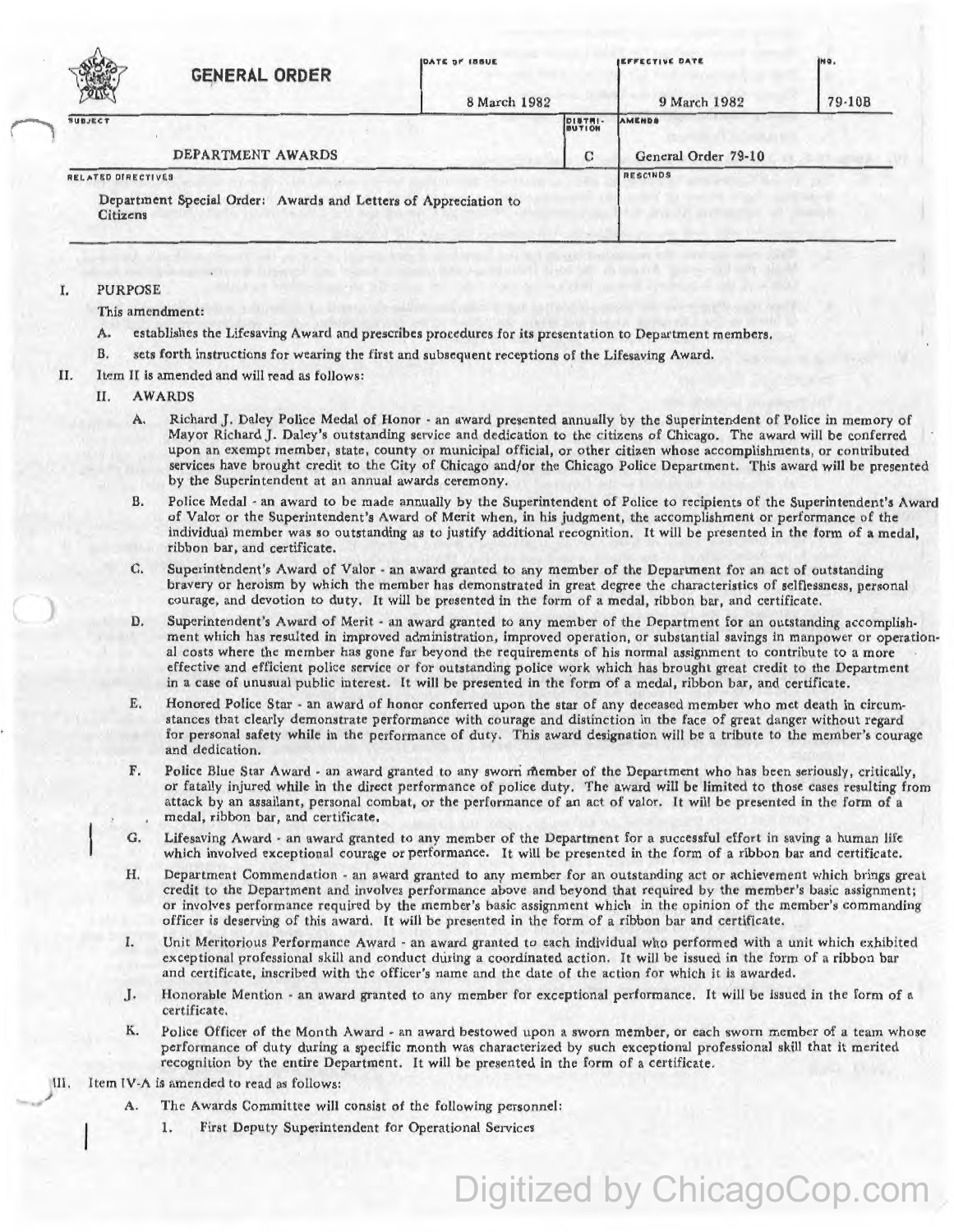# GENERAL ORDER

| DATE OF ISSUE | EFFECTIVE DATE | NO. |
|---|---|---|
| 8 March 1982 | 9 March 1982 | 79-10B |

| SUBJECT | DISTRIBUTION | AMENDS |
|---|---|---|
| DEPARTMENT AWARDS | C | General Order 79-10 |

| RELATED DIRECTIVES | RESCINDS |
|---|---|
| Department Special Order: Awards and Letters of Appreciation to Citizens | |

I. PURPOSE

This amendment:

A. establishes the Lifesaving Award and prescribes procedures for its presentation to Department members.

B. sets forth instructions for wearing the first and subsequent receptions of the Lifesaving Award.

II. Item II is amended and will read as follows:

II. AWARDS

A. Richard J. Daley Police Medal of Honor - an award presented annually by the Superintendent of Police in memory of Mayor Richard J. Daley's outstanding service and dedication to the citizens of Chicago. The award will be conferred upon an exempt member, state, county or municipal official, or other citizen whose accomplishments, or contributed services have brought credit to the City of Chicago and/or the Chicago Police Department. This award will be presented by the Superintendent at an annual awards ceremony.

B. Police Medal - an award to be made annually by the Superintendent of Police to recipients of the Superintendent's Award of Valor or the Superintendent's Award of Merit when, in his judgment, the accomplishment or performance of the individual member was so outstanding as to justify additional recognition. It will be presented in the form of a medal, ribbon bar, and certificate.

C. Superintendent's Award of Valor - an award granted to any member of the Department for an act of outstanding bravery or heroism by which the member has demonstrated in great degree the characteristics of selflessness, personal courage, and devotion to duty. It will be presented in the form of a medal, ribbon bar, and certificate.

D. Superintendent's Award of Merit - an award granted to any member of the Department for an outstanding accomplishment which has resulted in improved administration, improved operation, or substantial savings in manpower or operational costs where the member has gone far beyond the requirements of his normal assignment to contribute to a more effective and efficient police service or for outstanding police work which has brought great credit to the Department in a case of unusual public interest. It will be presented in the form of a medal, ribbon bar, and certificate.

E. Honored Police Star - an award of honor conferred upon the star of any deceased member who met death in circumstances that clearly demonstrate performance with courage and distinction in the face of great danger without regard for personal safety while in the performance of duty. This award designation will be a tribute to the member's courage and dedication.

F. Police Blue Star Award - an award granted to any sworn member of the Department who has been seriously, critically, or fatally injured while in the direct performance of police duty. The award will be limited to those cases resulting from attack by an assailant, personal combat, or the performance of an act of valor. It will be presented in the form of a medal, ribbon bar, and certificate.

G. Lifesaving Award - an award granted to any member of the Department for a successful effort in saving a human life which involved exceptional courage or performance. It will be presented in the form of a ribbon bar and certificate.

H. Department Commendation - an award granted to any member for an outstanding act or achievement which brings great credit to the Department and involves performance above and beyond that required by the member's basic assignment; or involves performance required by the member's basic assignment which in the opinion of the member's commanding officer is deserving of this award. It will be presented in the form of a ribbon bar and certificate.

I. Unit Meritorious Performance Award - an award granted to each individual who performed with a unit which exhibited exceptional professional skill and conduct during a coordinated action. It will be issued in the form of a ribbon bar and certificate, inscribed with the officer's name and the date of the action for which it is awarded.

J. Honorable Mention - an award granted to any member for exceptional performance. It will be issued in the form of a certificate.

K. Police Officer of the Month Award - an award bestowed upon a sworn member, or each sworn member of a team whose performance of duty during a specific month was characterized by such exceptional professional skill that it merited recognition by the entire Department. It will be presented in the form of a certificate.

III. Item IV-A is amended to read as follows:

A. The Awards Committee will consist of the following personnel:

1. First Deputy Superintendent for Operational Services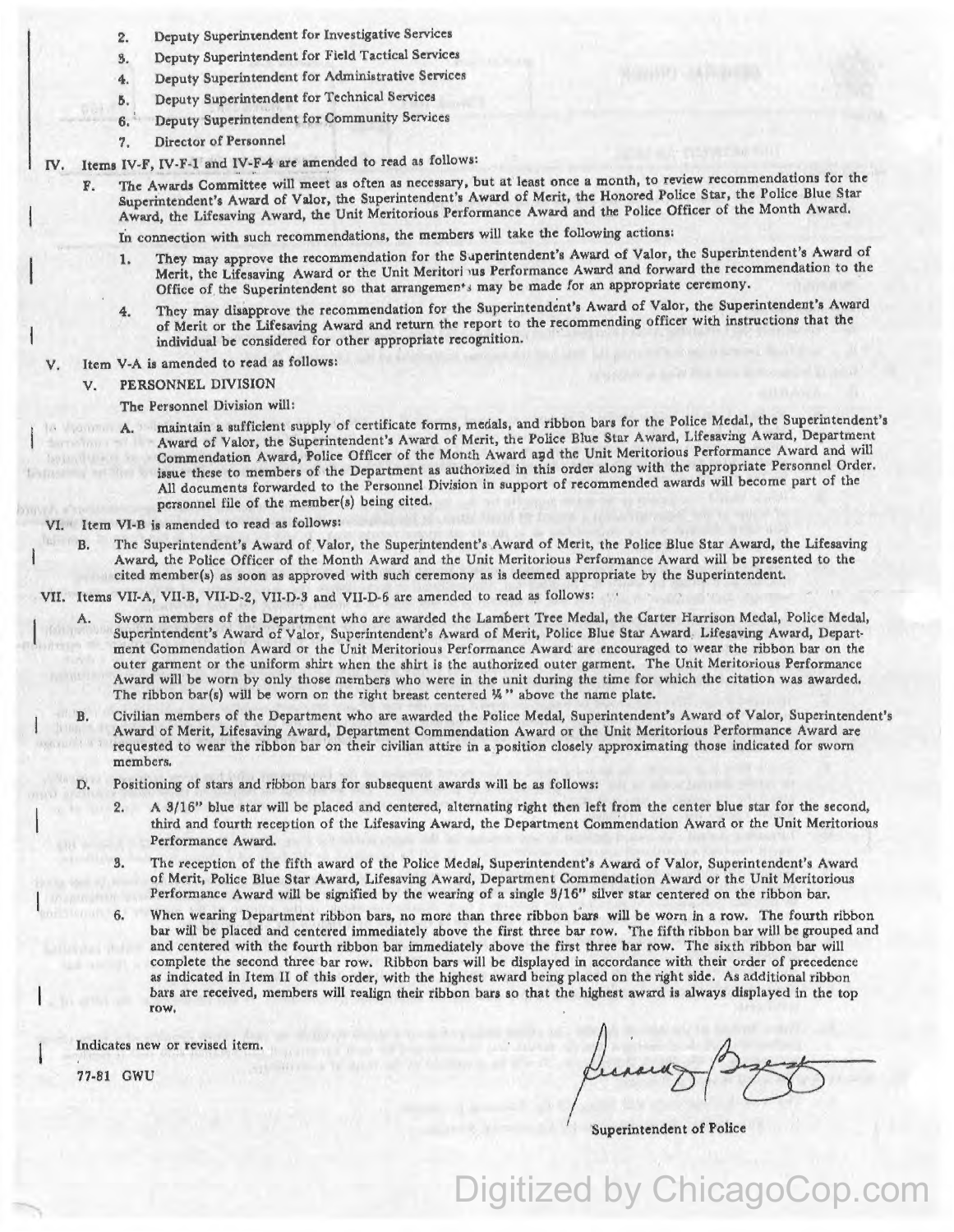2. Deputy Superintendent for Investigative Services
3. Deputy Superintendent for Field Tactical Services
4. Deputy Superintendent for Administrative Services
5. Deputy Superintendent for Technical Services
6. Deputy Superintendent for Community Services
7. Director of Personnel

IV. Items IV-F, IV-F-1 and IV-F-4 are amended to read as follows:

F. The Awards Committee will meet as often as necessary, but at least once a month, to review recommendations for the Superintendent's Award of Valor, the Superintendent's Award of Merit, the Honored Police Star, the Police Blue Star Award, the Lifesaving Award, the Unit Meritorious Performance Award and the Police Officer of the Month Award.

In connection with such recommendations, the members will take the following actions:

1. They may approve the recommendation for the Superintendent's Award of Valor, the Superintendent's Award of Merit, the Lifesaving Award or the Unit Meritorious Performance Award and forward the recommendation to the Office of the Superintendent so that arrangements may be made for an appropriate ceremony.

4. They may disapprove the recommendation for the Superintendent's Award of Valor, the Superintendent's Award of Merit or the Lifesaving Award and return the report to the recommending officer with instructions that the individual be considered for other appropriate recognition.

V. Item V-A is amended to read as follows:

V. PERSONNEL DIVISION

The Personnel Division will:

A. maintain a sufficient supply of certificate forms, medals, and ribbon bars for the Police Medal, the Superintendent's Award of Valor, the Superintendent's Award of Merit, the Police Blue Star Award, Lifesaving Award, Department Commendation Award, Police Officer of the Month Award and the Unit Meritorious Performance Award and will issue these to members of the Department as authorized in this order along with the appropriate Personnel Order. All documents forwarded to the Personnel Division in support of recommended awards will become part of the personnel file of the member(s) being cited.

VI. Item VI-B is amended to read as follows:

B. The Superintendent's Award of Valor, the Superintendent's Award of Merit, the Police Blue Star Award, the Lifesaving Award, the Police Officer of the Month Award and the Unit Meritorious Performance Award will be presented to the cited member(s) as soon as approved with such ceremony as is deemed appropriate by the Superintendent.

VII. Items VII-A, VII-B, VII-D-2, VII-D-3 and VII-D-6 are amended to read as follows:

A. Sworn members of the Department who are awarded the Lambert Tree Medal, the Carter Harrison Medal, Police Medal, Superintendent's Award of Valor, Superintendent's Award of Merit, Police Blue Star Award, Lifesaving Award, Department Commendation Award or the Unit Meritorious Performance Award are encouraged to wear the ribbon bar on the outer garment or the uniform shirt when the shirt is the authorized outer garment. The Unit Meritorious Performance Award will be worn by only those members who were in the unit during the time for which the citation was awarded. The ribbon bar(s) will be worn on the right breast centered ¼" above the name plate.

B. Civilian members of the Department who are awarded the Police Medal, Superintendent's Award of Valor, Superintendent's Award of Merit, Lifesaving Award, Department Commendation Award or the Unit Meritorious Performance Award are requested to wear the ribbon bar on their civilian attire in a position closely approximating those indicated for sworn members.

D. Positioning of stars and ribbon bars for subsequent awards will be as follows:

2. A 3/16" blue star will be placed and centered, alternating right then left from the center blue star for the second, third and fourth reception of the Lifesaving Award, the Department Commendation Award or the Unit Meritorious Performance Award.

3. The reception of the fifth award of the Police Medal, Superintendent's Award of Valor, Superintendent's Award of Merit, Police Blue Star Award, Lifesaving Award, Department Commendation Award or the Unit Meritorious Performance Award will be signified by the wearing of a single 3/16" silver star centered on the ribbon bar.

6. When wearing Department ribbon bars, no more than three ribbon bars will be worn in a row. The fourth ribbon bar will be placed and centered immediately above the first three bar row. The fifth ribbon bar will be grouped and and centered with the fourth ribbon bar immediately above the first three bar row. The sixth ribbon bar will complete the second three bar row. Ribbon bars will be displayed in accordance with their order of precedence as indicated in Item II of this order, with the highest award being placed on the right side. As additional ribbon bars are received, members will realign their ribbon bars so that the highest award is always displayed in the top row.

| Indicates new or revised item.

77-81 GWU

Superintendent of Police